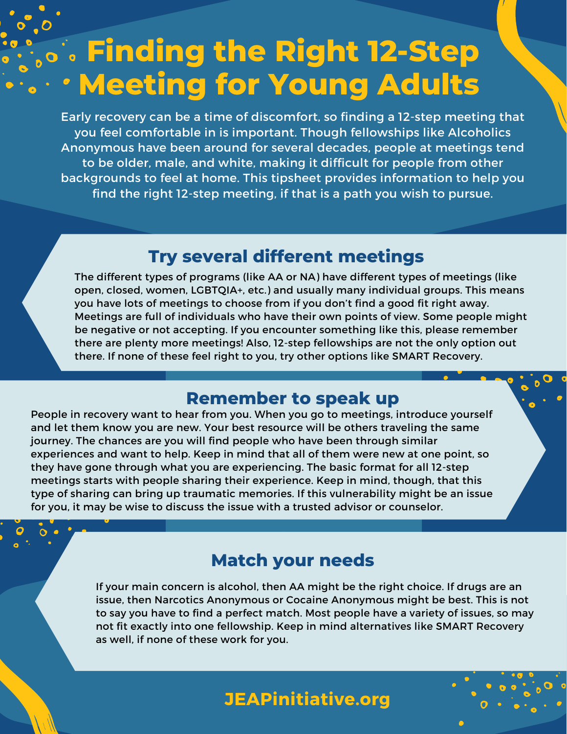# Finding the Right 12-Step Meeting for Young Adults

Early recovery can be a time of discomfort, so finding a 12-step meeting that you feel comfortable in is important. Though fellowships like Alcoholics Anonymous have been around for several decades, people at meetings tend to be older, male, and white, making it difficult for people from other backgrounds to feel at home. This tipsheet provides information to help you find the right 12-step meeting, if that is a path you wish to pursue.

## Try several different meetings

The different types of programs (like AA or NA) have different types of meetings (like open, closed, women, LGBTQIA+, etc.) and usually many individual groups. This means you have lots of meetings to choose from if you don't find a good fit right away. Meetings are full of individuals who have their own points of view. Some people might be negative or not accepting. If you encounter something like this, please remember there are plenty more meetings! Also, 12-step fellowships are not the only option out there. If none of these feel right to you, try other options like SMART Recovery.

## Remember to speak up

People in recovery want to hear from you. When you go to meetings, introduce yourself and let them know you are new. Your best resource will be others traveling the same journey. The chances are you will find people who have been through similar experiences and want to help. Keep in mind that all of them were new at one point, so they have gone through what you are experiencing. The basic format for all 12-step meetings starts with people sharing their experience. Keep in mind, though, that this type of sharing can bring up traumatic memories. If this vulnerability might be an issue for you, it may be wise to discuss the issue with a trusted advisor or counselor.

## Match your needs

If your main concern is alcohol, then AA might be the right choice. If drugs are an issue, then Narcotics Anonymous or Cocaine Anonymous might be best. This is not to say you have to find a perfect match. Most people have a variety of issues, so may not fit exactly into one fellowship. Keep in mind alternatives like SMART Recovery as well, if none of these work for you.

JEAPinitiative.org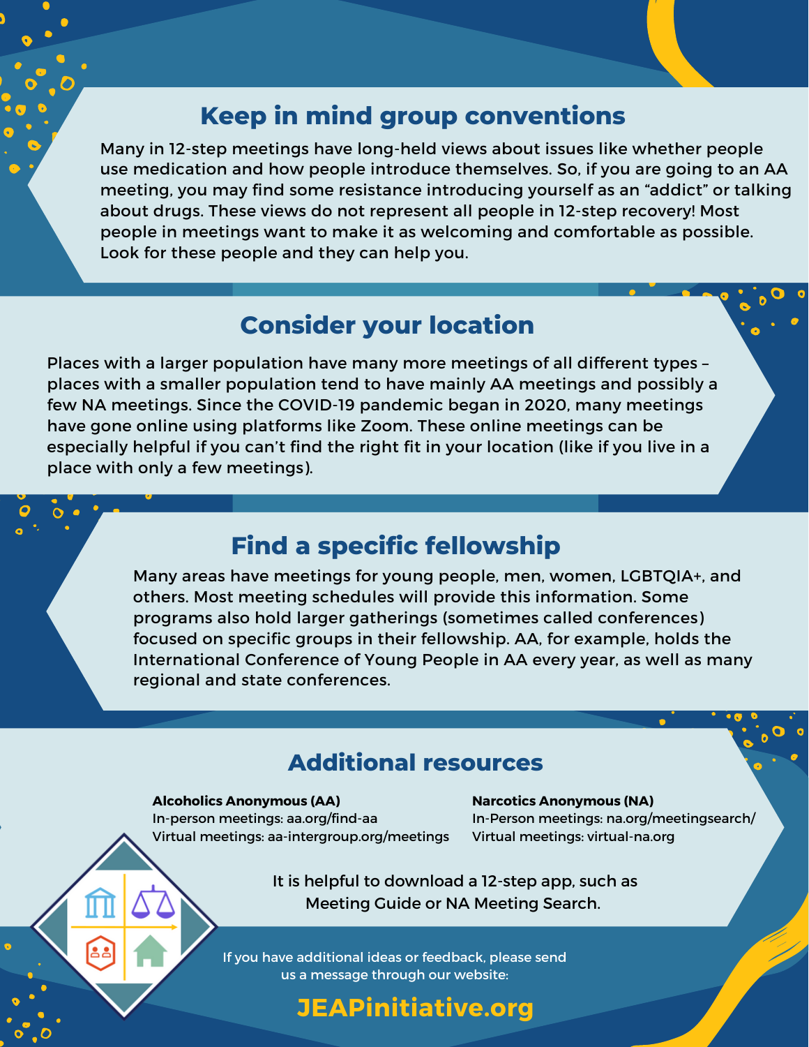## Keep in mind group conventions

Many in 12-step meetings have long-held views about issues like whether people use medication and how people introduce themselves. So, if you are going to an AA meeting, you may find some resistance introducing yourself as an "addict" or talking about drugs. These views do not represent all people in 12-step recovery! Most people in meetings want to make it as welcoming and comfortable as possible. Look for these people and they can help you.

## Consider your location

Places with a larger population have many more meetings of all different types – places with a smaller population tend to have mainly AA meetings and possibly a few NA meetings. Since the COVID-19 pandemic began in 2020, many meetings have gone online using platforms like Zoom. These online meetings can be especially helpful if you can't find the right fit in your location (like if you live in a place with only a few meetings).

## Find a specific fellowship

Many areas have meetings for young people, men, women, LGBTQIA+, and others. Most meeting schedules will provide this information. Some programs also hold larger gatherings (sometimes called conferences) focused on specific groups in their fellowship. AA, for example, holds the International Conference of Young People in AA every year, as well as many regional and state conferences.

## Additional resources

**Alcoholics Anonymous (AA)**
In-person meetings: aa.org/find-aa
Virtual meetings: aa-intergroup.org/meetings

**Narcotics Anonymous (NA)**
In-Person meetings: na.org/meetingsearch/
Virtual meetings: virtual-na.org

It is helpful to download a 12-step app, such as Meeting Guide or NA Meeting Search.

If you have additional ideas or feedback, please send us a message through our website:

**JEAPinitiative.org**